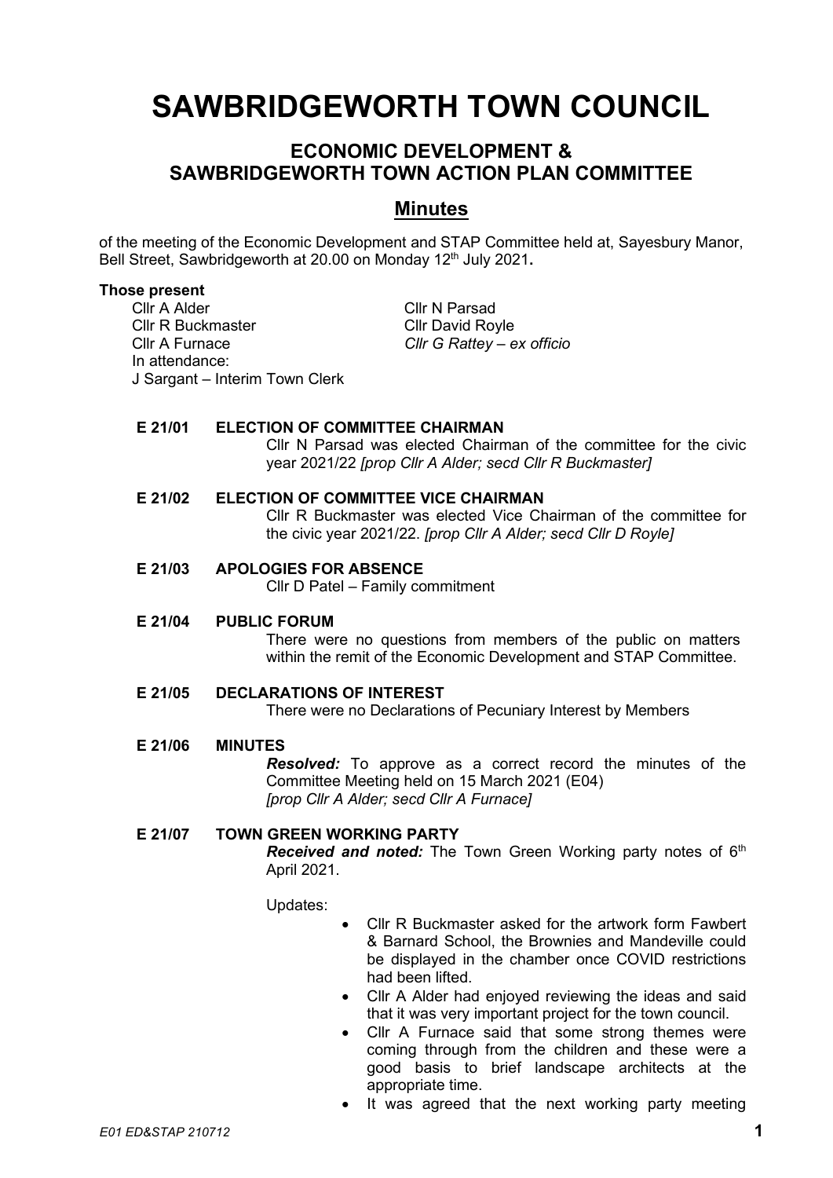# SAWBRIDGEWORTH TOWN COUNCIL

## ECONOMIC DEVELOPMENT & SAWBRIDGEWORTH TOWN ACTION PLAN COMMITTEE

## Minutes

of the meeting of the Economic Development and STAP Committee held at, Sayesbury Manor, Bell Street, Sawbridgeworth at 20.00 on Monday 12th July 2021**.**

**Those present**

Cllr A Alder
Cllr R Buckmaster
Cllr A Furnace
Cllr N Parsad
Cllr David Royle
*Cllr G Rattey – ex officio*

In attendance:
J Sargant – Interim Town Clerk

**E 21/01 ELECTION OF COMMITTEE CHAIRMAN**

Cllr N Parsad was elected Chairman of the committee for the civic year 2021/22 *[prop Cllr A Alder; secd Cllr R Buckmaster]*

**E 21/02 ELECTION OF COMMITTEE VICE CHAIRMAN**

Cllr R Buckmaster was elected Vice Chairman of the committee for the civic year 2021/22. *[prop Cllr A Alder; secd Cllr D Royle]*

**E 21/03 APOLOGIES FOR ABSENCE**

Cllr D Patel – Family commitment

**E 21/04 PUBLIC FORUM**

There were no questions from members of the public on matters within the remit of the Economic Development and STAP Committee.

**E 21/05 DECLARATIONS OF INTEREST**

There were no Declarations of Pecuniary Interest by Members

**E 21/06 MINUTES**

***Resolved:*** To approve as a correct record the minutes of the Committee Meeting held on 15 March 2021 (E04)
*[prop Cllr A Alder; secd Cllr A Furnace]*

**E 21/07 TOWN GREEN WORKING PARTY**

***Received and noted:*** The Town Green Working party notes of 6th April 2021.

Updates:

- Cllr R Buckmaster asked for the artwork form Fawbert & Barnard School, the Brownies and Mandeville could be displayed in the chamber once COVID restrictions had been lifted.
- Cllr A Alder had enjoyed reviewing the ideas and said that it was very important project for the town council.
- Cllr A Furnace said that some strong themes were coming through from the children and these were a good basis to brief landscape architects at the appropriate time.
- It was agreed that the next working party meeting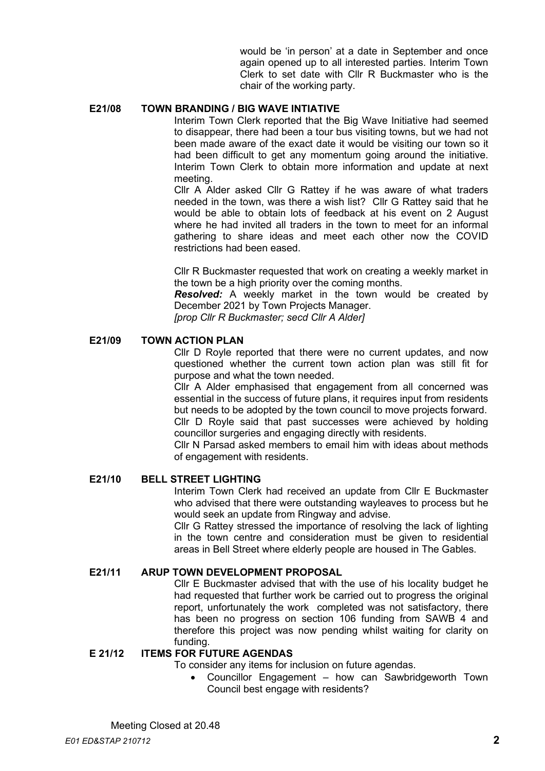would be 'in person' at a date in September and once again opened up to all interested parties. Interim Town Clerk to set date with Cllr R Buckmaster who is the chair of the working party.

**E21/08 TOWN BRANDING / BIG WAVE INTIATIVE**

Interim Town Clerk reported that the Big Wave Initiative had seemed to disappear, there had been a tour bus visiting towns, but we had not been made aware of the exact date it would be visiting our town so it had been difficult to get any momentum going around the initiative. Interim Town Clerk to obtain more information and update at next meeting.

Cllr A Alder asked Cllr G Rattey if he was aware of what traders needed in the town, was there a wish list? Cllr G Rattey said that he would be able to obtain lots of feedback at his event on 2 August where he had invited all traders in the town to meet for an informal gathering to share ideas and meet each other now the COVID restrictions had been eased.

Cllr R Buckmaster requested that work on creating a weekly market in the town be a high priority over the coming months.

***Resolved:*** A weekly market in the town would be created by December 2021 by Town Projects Manager.
*[prop Cllr R Buckmaster; secd Cllr A Alder]*

**E21/09 TOWN ACTION PLAN**

Cllr D Royle reported that there were no current updates, and now questioned whether the current town action plan was still fit for purpose and what the town needed.

Cllr A Alder emphasised that engagement from all concerned was essential in the success of future plans, it requires input from residents but needs to be adopted by the town council to move projects forward.

Cllr D Royle said that past successes were achieved by holding councillor surgeries and engaging directly with residents.

Cllr N Parsad asked members to email him with ideas about methods of engagement with residents.

**E21/10 BELL STREET LIGHTING**

Interim Town Clerk had received an update from Cllr E Buckmaster who advised that there were outstanding wayleaves to process but he would seek an update from Ringway and advise.

Cllr G Rattey stressed the importance of resolving the lack of lighting in the town centre and consideration must be given to residential areas in Bell Street where elderly people are housed in The Gables.

**E21/11 ARUP TOWN DEVELOPMENT PROPOSAL**

Cllr E Buckmaster advised that with the use of his locality budget he had requested that further work be carried out to progress the original report, unfortunately the work completed was not satisfactory, there has been no progress on section 106 funding from SAWB 4 and therefore this project was now pending whilst waiting for clarity on funding.

**E 21/12 ITEMS FOR FUTURE AGENDAS**

To consider any items for inclusion on future agendas.

- Councillor Engagement – how can Sawbridgeworth Town Council best engage with residents?

Meeting Closed at 20.48